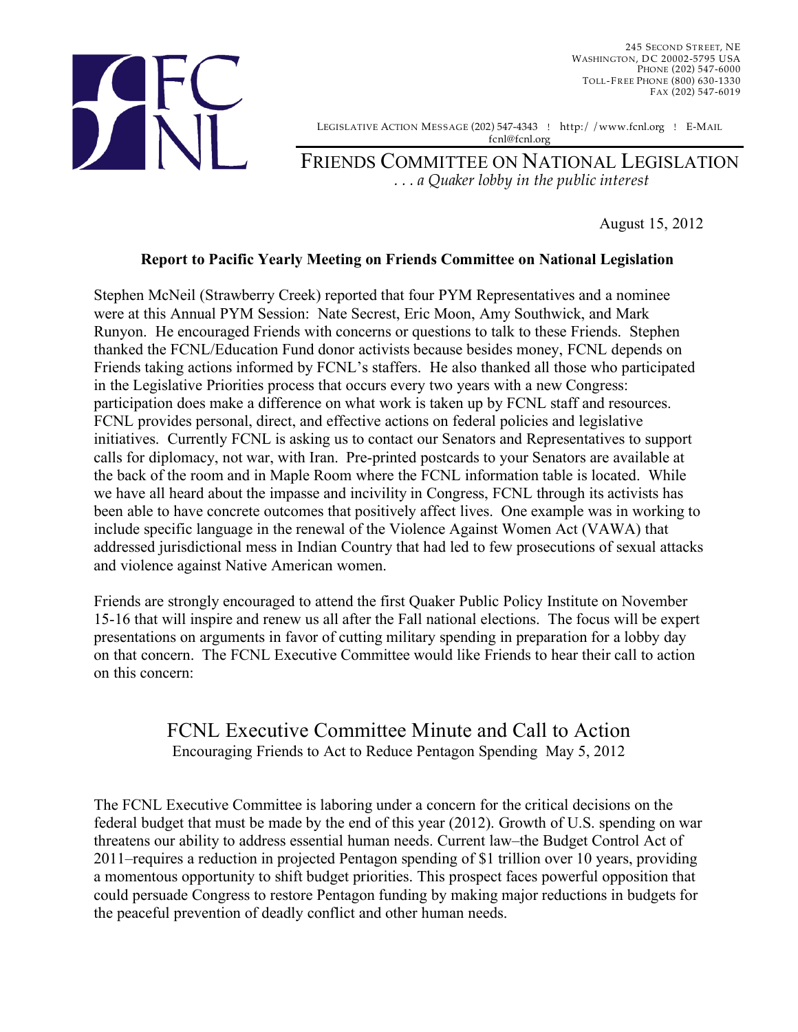245 Second Street, NE
Washington, DC 20002-5795 USA
Phone (202) 547-6000
Toll-Free Phone (800) 630-1330
Fax (202) 547-6019

Legislative Action Message (202) 547-4343 ! http://www.fcnl.org ! E-Mail fcnl@fcnl.org

# Friends Committee on National Legislation

*. . . a Quaker lobby in the public interest*

August 15, 2012

**Report to Pacific Yearly Meeting on Friends Committee on National Legislation**

Stephen McNeil (Strawberry Creek) reported that four PYM Representatives and a nominee were at this Annual PYM Session: Nate Secrest, Eric Moon, Amy Southwick, and Mark Runyon. He encouraged Friends with concerns or questions to talk to these Friends. Stephen thanked the FCNL/Education Fund donor activists because besides money, FCNL depends on Friends taking actions informed by FCNL's staffers. He also thanked all those who participated in the Legislative Priorities process that occurs every two years with a new Congress: participation does make a difference on what work is taken up by FCNL staff and resources. FCNL provides personal, direct, and effective actions on federal policies and legislative initiatives. Currently FCNL is asking us to contact our Senators and Representatives to support calls for diplomacy, not war, with Iran. Pre-printed postcards to your Senators are available at the back of the room and in Maple Room where the FCNL information table is located. While we have all heard about the impasse and incivility in Congress, FCNL through its activists has been able to have concrete outcomes that positively affect lives. One example was in working to include specific language in the renewal of the Violence Against Women Act (VAWA) that addressed jurisdictional mess in Indian Country that had led to few prosecutions of sexual attacks and violence against Native American women.

Friends are strongly encouraged to attend the first Quaker Public Policy Institute on November 15-16 that will inspire and renew us all after the Fall national elections. The focus will be expert presentations on arguments in favor of cutting military spending in preparation for a lobby day on that concern. The FCNL Executive Committee would like Friends to hear their call to action on this concern:

## FCNL Executive Committee Minute and Call to Action

Encouraging Friends to Act to Reduce Pentagon Spending May 5, 2012

The FCNL Executive Committee is laboring under a concern for the critical decisions on the federal budget that must be made by the end of this year (2012). Growth of U.S. spending on war threatens our ability to address essential human needs. Current law–the Budget Control Act of 2011–requires a reduction in projected Pentagon spending of $1 trillion over 10 years, providing a momentous opportunity to shift budget priorities. This prospect faces powerful opposition that could persuade Congress to restore Pentagon funding by making major reductions in budgets for the peaceful prevention of deadly conflict and other human needs.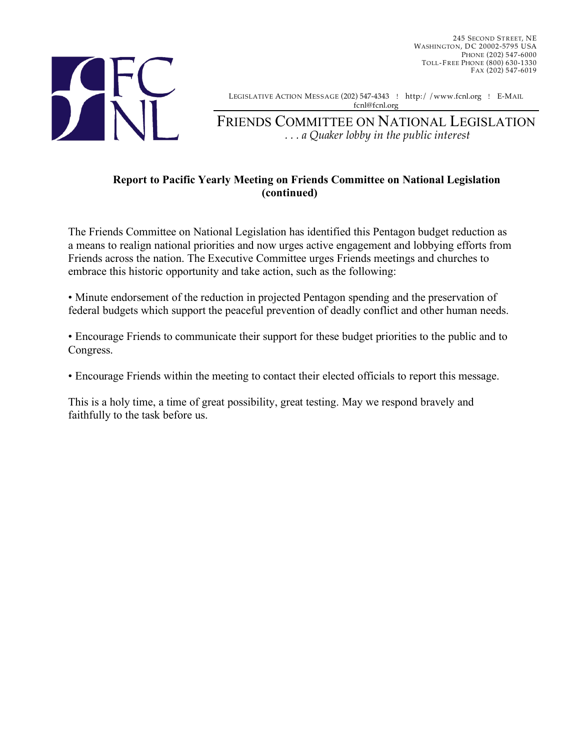245 Second Street, NE
Washington, DC 20002-5795 USA
Phone (202) 547-6000
Toll-Free Phone (800) 630-1330
Fax (202) 547-6019

Legislative Action Message (202) 547-4343 ! http://www.fcnl.org ! E-Mail fcnl@fcnl.org

Friends Committee on National Legislation
*. . . a Quaker lobby in the public interest*

**Report to Pacific Yearly Meeting on Friends Committee on National Legislation (continued)**

The Friends Committee on National Legislation has identified this Pentagon budget reduction as a means to realign national priorities and now urges active engagement and lobbying efforts from Friends across the nation. The Executive Committee urges Friends meetings and churches to embrace this historic opportunity and take action, such as the following:

• Minute endorsement of the reduction in projected Pentagon spending and the preservation of federal budgets which support the peaceful prevention of deadly conflict and other human needs.

• Encourage Friends to communicate their support for these budget priorities to the public and to Congress.

• Encourage Friends within the meeting to contact their elected officials to report this message.

This is a holy time, a time of great possibility, great testing. May we respond bravely and faithfully to the task before us.